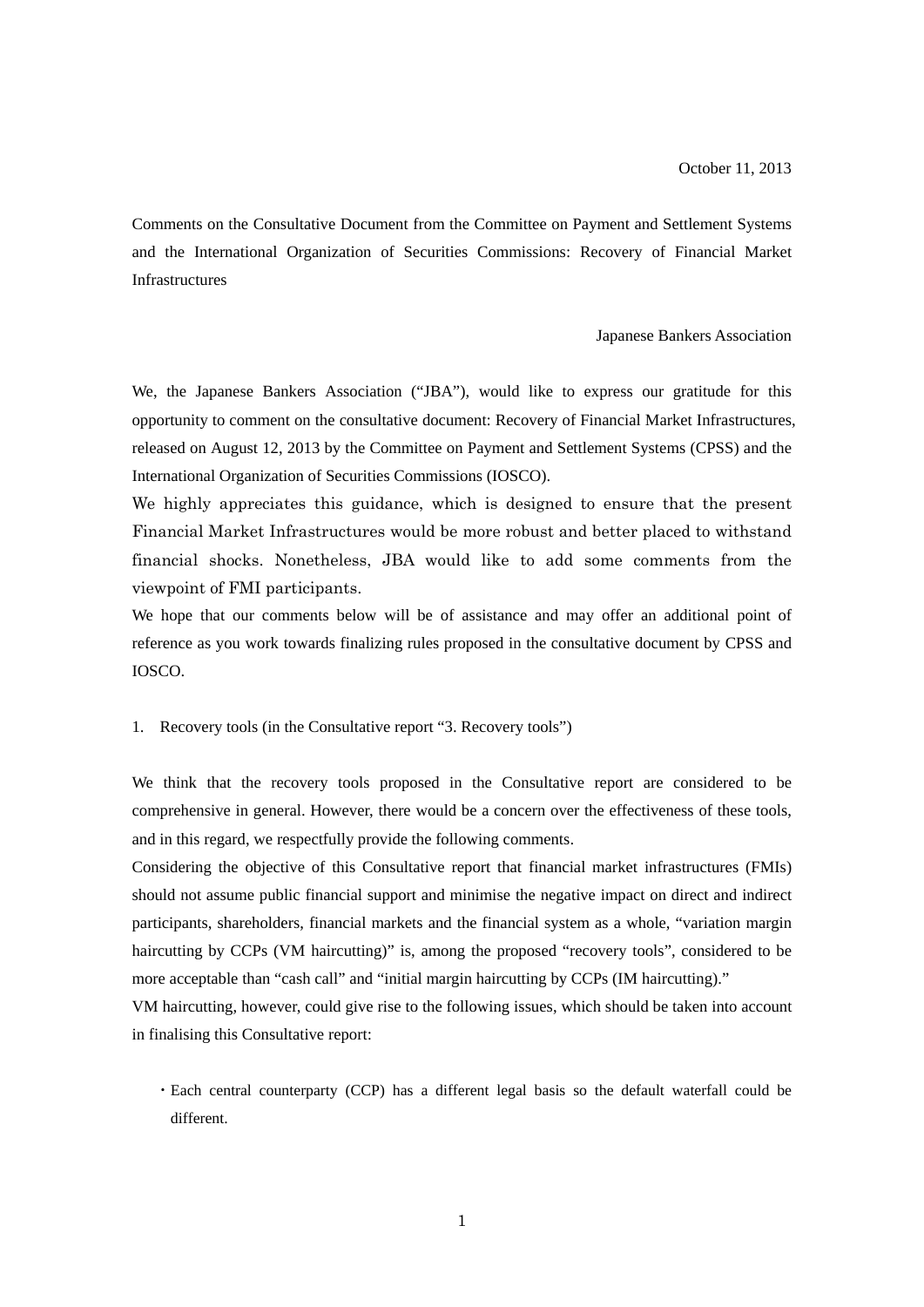October 11, 2013

Comments on the Consultative Document from the Committee on Payment and Settlement Systems and the International Organization of Securities Commissions: Recovery of Financial Market Infrastructures

Japanese Bankers Association

We, the Japanese Bankers Association ("JBA"), would like to express our gratitude for this opportunity to comment on the consultative document: Recovery of Financial Market Infrastructures, released on August 12, 2013 by the Committee on Payment and Settlement Systems (CPSS) and the International Organization of Securities Commissions (IOSCO).

We highly appreciates this guidance, which is designed to ensure that the present Financial Market Infrastructures would be more robust and better placed to withstand financial shocks. Nonetheless, JBA would like to add some comments from the viewpoint of FMI participants.

We hope that our comments below will be of assistance and may offer an additional point of reference as you work towards finalizing rules proposed in the consultative document by CPSS and IOSCO.

1. Recovery tools (in the Consultative report "3. Recovery tools")

We think that the recovery tools proposed in the Consultative report are considered to be comprehensive in general. However, there would be a concern over the effectiveness of these tools, and in this regard, we respectfully provide the following comments.

Considering the objective of this Consultative report that financial market infrastructures (FMIs) should not assume public financial support and minimise the negative impact on direct and indirect participants, shareholders, financial markets and the financial system as a whole, "variation margin haircutting by CCPs (VM haircutting)" is, among the proposed "recovery tools", considered to be more acceptable than "cash call" and "initial margin haircutting by CCPs (IM haircutting)."

VM haircutting, however, could give rise to the following issues, which should be taken into account in finalising this Consultative report:

- Each central counterparty (CCP) has a different legal basis so the default waterfall could be different.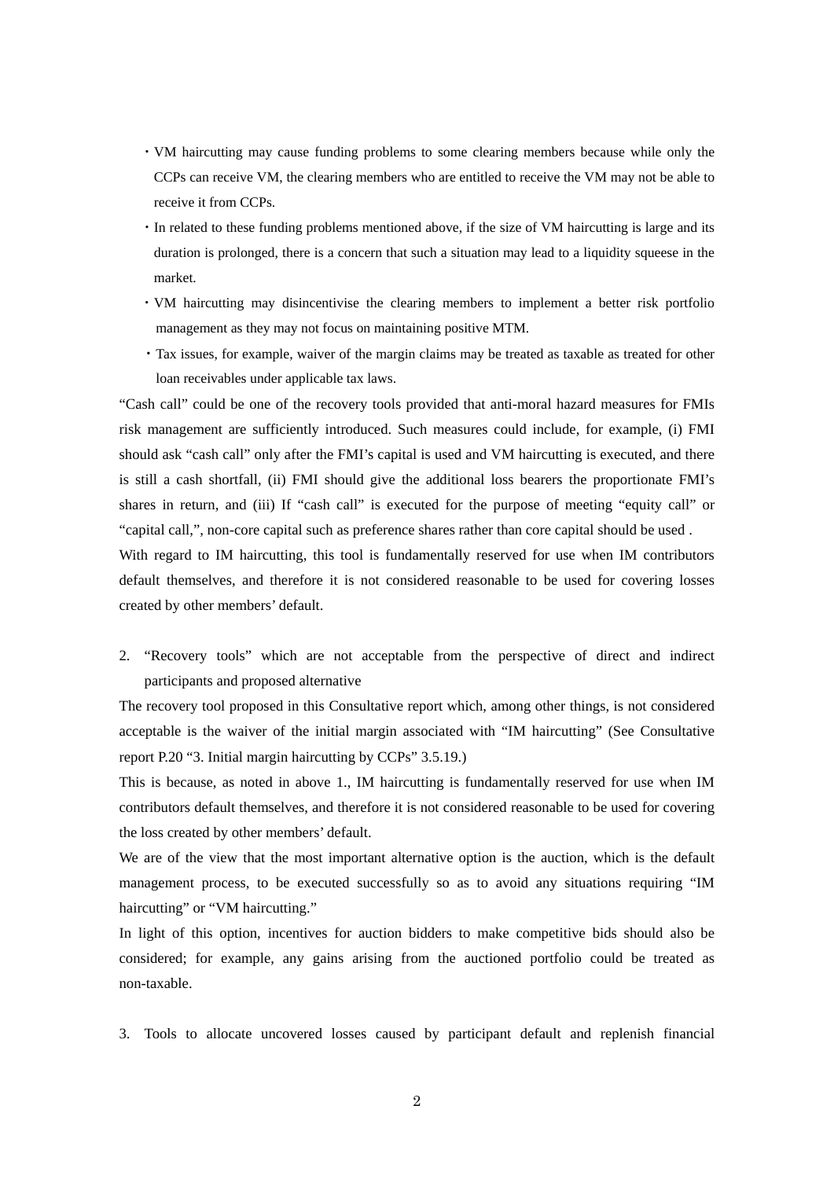- VM haircutting may cause funding problems to some clearing members because while only the CCPs can receive VM, the clearing members who are entitled to receive the VM may not be able to receive it from CCPs.
- In related to these funding problems mentioned above, if the size of VM haircutting is large and its duration is prolonged, there is a concern that such a situation may lead to a liquidity squeese in the market.
- VM haircutting may disincentivise the clearing members to implement a better risk portfolio management as they may not focus on maintaining positive MTM.
- Tax issues, for example, waiver of the margin claims may be treated as taxable as treated for other loan receivables under applicable tax laws.

"Cash call" could be one of the recovery tools provided that anti-moral hazard measures for FMIs risk management are sufficiently introduced. Such measures could include, for example, (i) FMI should ask "cash call" only after the FMI's capital is used and VM haircutting is executed, and there is still a cash shortfall, (ii) FMI should give the additional loss bearers the proportionate FMI's shares in return, and (iii) If "cash call" is executed for the purpose of meeting "equity call" or "capital call,", non-core capital such as preference shares rather than core capital should be used .

With regard to IM haircutting, this tool is fundamentally reserved for use when IM contributors default themselves, and therefore it is not considered reasonable to be used for covering losses created by other members' default.

2. "Recovery tools" which are not acceptable from the perspective of direct and indirect participants and proposed alternative

The recovery tool proposed in this Consultative report which, among other things, is not considered acceptable is the waiver of the initial margin associated with "IM haircutting" (See Consultative report P.20 "3. Initial margin haircutting by CCPs" 3.5.19.)

This is because, as noted in above 1., IM haircutting is fundamentally reserved for use when IM contributors default themselves, and therefore it is not considered reasonable to be used for covering the loss created by other members' default.

We are of the view that the most important alternative option is the auction, which is the default management process, to be executed successfully so as to avoid any situations requiring "IM haircutting" or "VM haircutting."

In light of this option, incentives for auction bidders to make competitive bids should also be considered; for example, any gains arising from the auctioned portfolio could be treated as non-taxable.

3. Tools to allocate uncovered losses caused by participant default and replenish financial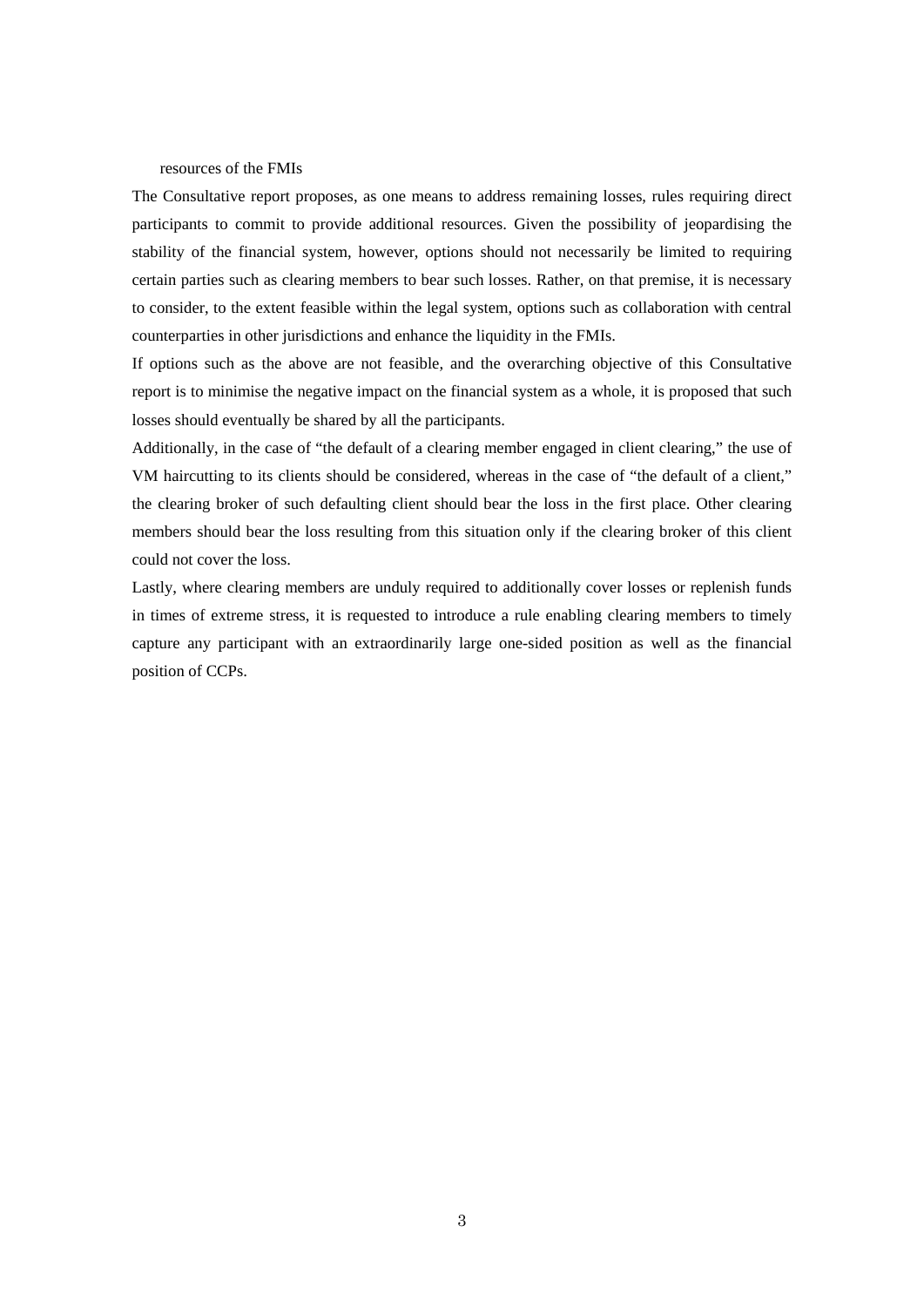resources of the FMIs

The Consultative report proposes, as one means to address remaining losses, rules requiring direct participants to commit to provide additional resources. Given the possibility of jeopardising the stability of the financial system, however, options should not necessarily be limited to requiring certain parties such as clearing members to bear such losses. Rather, on that premise, it is necessary to consider, to the extent feasible within the legal system, options such as collaboration with central counterparties in other jurisdictions and enhance the liquidity in the FMIs.

If options such as the above are not feasible, and the overarching objective of this Consultative report is to minimise the negative impact on the financial system as a whole, it is proposed that such losses should eventually be shared by all the participants.

Additionally, in the case of "the default of a clearing member engaged in client clearing," the use of VM haircutting to its clients should be considered, whereas in the case of "the default of a client," the clearing broker of such defaulting client should bear the loss in the first place. Other clearing members should bear the loss resulting from this situation only if the clearing broker of this client could not cover the loss.

Lastly, where clearing members are unduly required to additionally cover losses or replenish funds in times of extreme stress, it is requested to introduce a rule enabling clearing members to timely capture any participant with an extraordinarily large one-sided position as well as the financial position of CCPs.